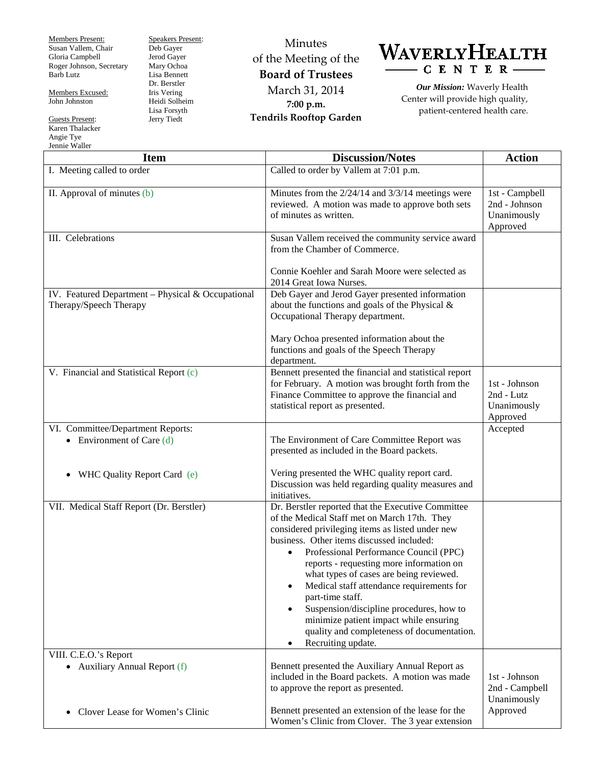Members Present:
Susan Vallem, Chair
Gloria Campbell
Roger Johnson, Secretary
Barb Lutz

Members Excused:
John Johnston

Guests Present:
Karen Thalacker
Angie Tye
Jennie Waller

Speakers Present:
Deb Gayer
Jerod Gayer
Mary Ochoa
Lisa Bennett
Dr. Berstler
Iris Vering
Heidi Solheim
Lisa Forsyth
Jerry Tiedt

Minutes
of the Meeting of the
**Board of Trustees**
March 31, 2014
**7:00 p.m.**
**Tendrils Rooftop Garden**

WAVERLYHEALTH CENTER

***Our Mission:*** Waverly Health Center will provide high quality, patient-centered health care.

| Item | Discussion/Notes | Action |
|---|---|---|
| I. Meeting called to order | Called to order by Vallem at 7:01 p.m. | |
| II. Approval of minutes (b) | Minutes from the 2/24/14 and 3/3/14 meetings were reviewed. A motion was made to approve both sets of minutes as written. | 1st - Campbell<br>2nd - Johnson<br>Unanimously Approved |
| III. Celebrations | Susan Vallem received the community service award from the Chamber of Commerce.<br><br>Connie Koehler and Sarah Moore were selected as 2014 Great Iowa Nurses. | |
| IV. Featured Department – Physical & Occupational Therapy/Speech Therapy | Deb Gayer and Jerod Gayer presented information about the functions and goals of the Physical & Occupational Therapy department.<br><br>Mary Ochoa presented information about the functions and goals of the Speech Therapy department. | |
| V. Financial and Statistical Report (c) | Bennett presented the financial and statistical report for February. A motion was brought forth from the Finance Committee to approve the financial and statistical report as presented. | 1st - Johnson<br>2nd - Lutz<br>Unanimously Approved |
| VI. Committee/Department Reports:<br>• Environment of Care (d)<br><br>• WHC Quality Report Card (e) | The Environment of Care Committee Report was presented as included in the Board packets.<br><br>Vering presented the WHC quality report card. Discussion was held regarding quality measures and initiatives. | Accepted |
| VII. Medical Staff Report (Dr. Berstler) | Dr. Berstler reported that the Executive Committee of the Medical Staff met on March 17th. They considered privileging items as listed under new business. Other items discussed included:<br>• Professional Performance Council (PPC) reports - requesting more information on what types of cases are being reviewed.<br>• Medical staff attendance requirements for part-time staff.<br>• Suspension/discipline procedures, how to minimize patient impact while ensuring quality and completeness of documentation.<br>• Recruiting update. | |
| VIII. C.E.O.'s Report<br>• Auxiliary Annual Report (f)<br><br>• Clover Lease for Women's Clinic | Bennett presented the Auxiliary Annual Report as included in the Board packets. A motion was made to approve the report as presented.<br><br>Bennett presented an extension of the lease for the Women's Clinic from Clover. The 3 year extension | 1st - Johnson<br>2nd - Campbell<br>Unanimously Approved |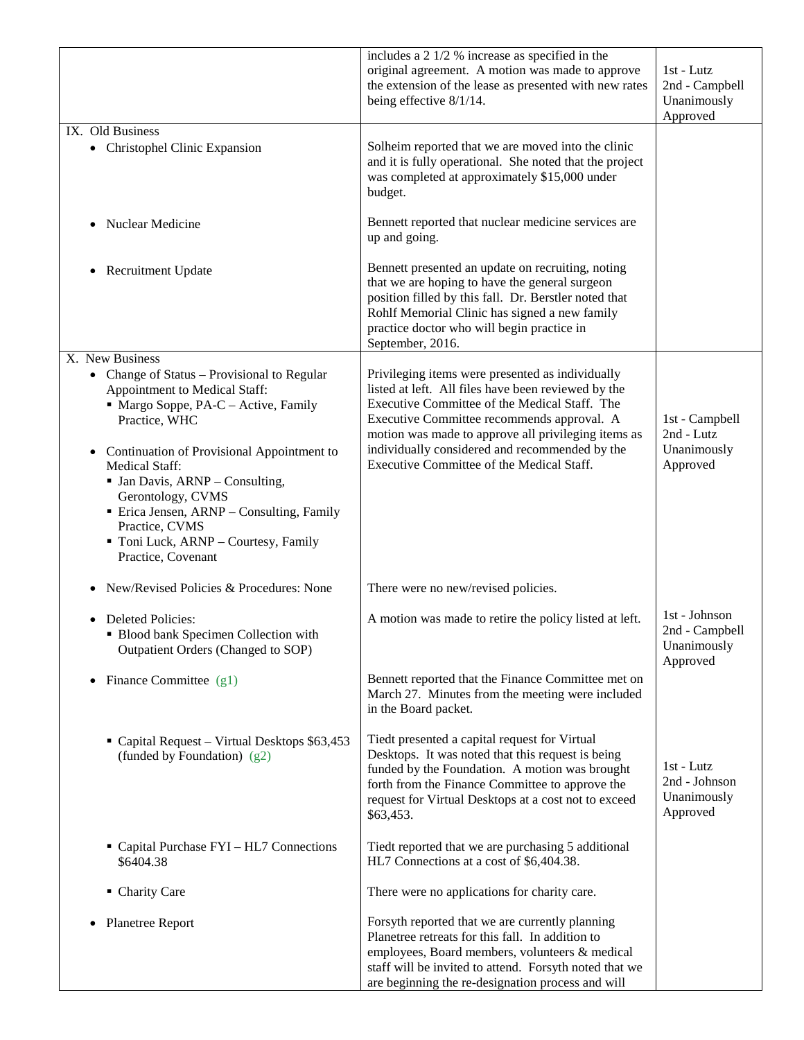| | | |
|---|---|---|
| | includes a 2 1/2 % increase as specified in the original agreement. A motion was made to approve the extension of the lease as presented with new rates being effective 8/1/14. | 1st - Lutz<br>2nd - Campbell<br>Unanimously Approved |
| IX. Old Business<br>• Christophel Clinic Expansion | Solheim reported that we are moved into the clinic and it is fully operational. She noted that the project was completed at approximately $15,000 under budget. | |
| • Nuclear Medicine | Bennett reported that nuclear medicine services are up and going. | |
| • Recruitment Update | Bennett presented an update on recruiting, noting that we are hoping to have the general surgeon position filled by this fall. Dr. Berstler noted that Rohlf Memorial Clinic has signed a new family practice doctor who will begin practice in September, 2016. | |
| X. New Business<br>• Change of Status – Provisional to Regular Appointment to Medical Staff:<br>▪ Margo Soppe, PA-C – Active, Family Practice, WHC<br>• Continuation of Provisional Appointment to Medical Staff:<br>▪ Jan Davis, ARNP – Consulting, Gerontology, CVMS<br>▪ Erica Jensen, ARNP – Consulting, Family Practice, CVMS<br>▪ Toni Luck, ARNP – Courtesy, Family Practice, Covenant | Privileging items were presented as individually listed at left. All files have been reviewed by the Executive Committee of the Medical Staff. The Executive Committee recommends approval. A motion was made to approve all privileging items as individually considered and recommended by the Executive Committee of the Medical Staff. | 1st - Campbell<br>2nd - Lutz<br>Unanimously Approved |
| • New/Revised Policies & Procedures: None | There were no new/revised policies. | |
| • Deleted Policies:<br>▪ Blood bank Specimen Collection with Outpatient Orders (Changed to SOP) | A motion was made to retire the policy listed at left. | 1st - Johnson<br>2nd - Campbell<br>Unanimously Approved |
| • Finance Committee (g1) | Bennett reported that the Finance Committee met on March 27. Minutes from the meeting were included in the Board packet. | |
| ▪ Capital Request – Virtual Desktops $63,453 (funded by Foundation) (g2) | Tiedt presented a capital request for Virtual Desktops. It was noted that this request is being funded by the Foundation. A motion was brought forth from the Finance Committee to approve the request for Virtual Desktops at a cost not to exceed $63,453. | 1st - Lutz<br>2nd - Johnson<br>Unanimously Approved |
| ▪ Capital Purchase FYI – HL7 Connections $6404.38 | Tiedt reported that we are purchasing 5 additional HL7 Connections at a cost of $6,404.38. | |
| ▪ Charity Care | There were no applications for charity care. | |
| • Planetree Report | Forsyth reported that we are currently planning Planetree retreats for this fall. In addition to employees, Board members, volunteers & medical staff will be invited to attend. Forsyth noted that we are beginning the re-designation process and will | |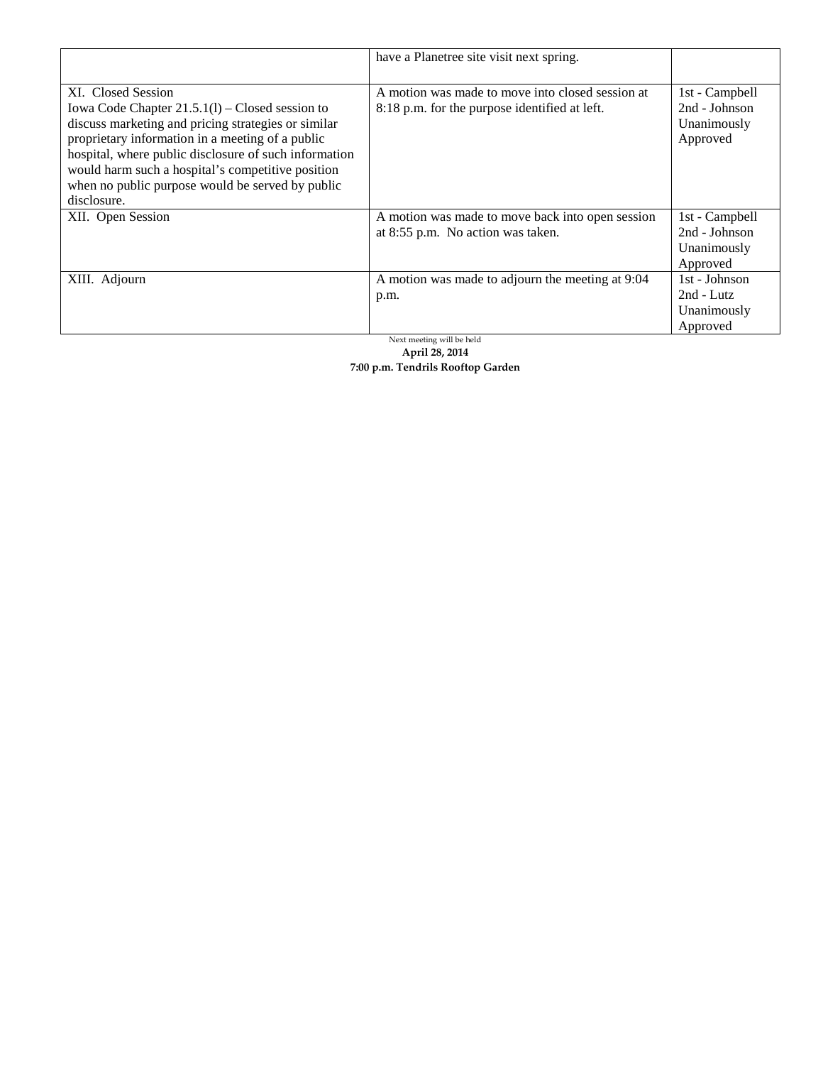| | | |
|---|---|---|
| | have a Planetree site visit next spring. | |
| XI. Closed Session<br>Iowa Code Chapter 21.5.1(l) – Closed session to discuss marketing and pricing strategies or similar proprietary information in a meeting of a public hospital, where public disclosure of such information would harm such a hospital's competitive position when no public purpose would be served by public disclosure. | A motion was made to move into closed session at 8:18 p.m. for the purpose identified at left. | 1st - Campbell<br>2nd - Johnson<br>Unanimously Approved |
| XII. Open Session | A motion was made to move back into open session at 8:55 p.m. No action was taken. | 1st - Campbell<br>2nd - Johnson<br>Unanimously Approved |
| XIII. Adjourn | A motion was made to adjourn the meeting at 9:04 p.m. | 1st - Johnson<br>2nd - Lutz<br>Unanimously Approved |

Next meeting will be held

**April 28, 2014**

**7:00 p.m. Tendrils Rooftop Garden**